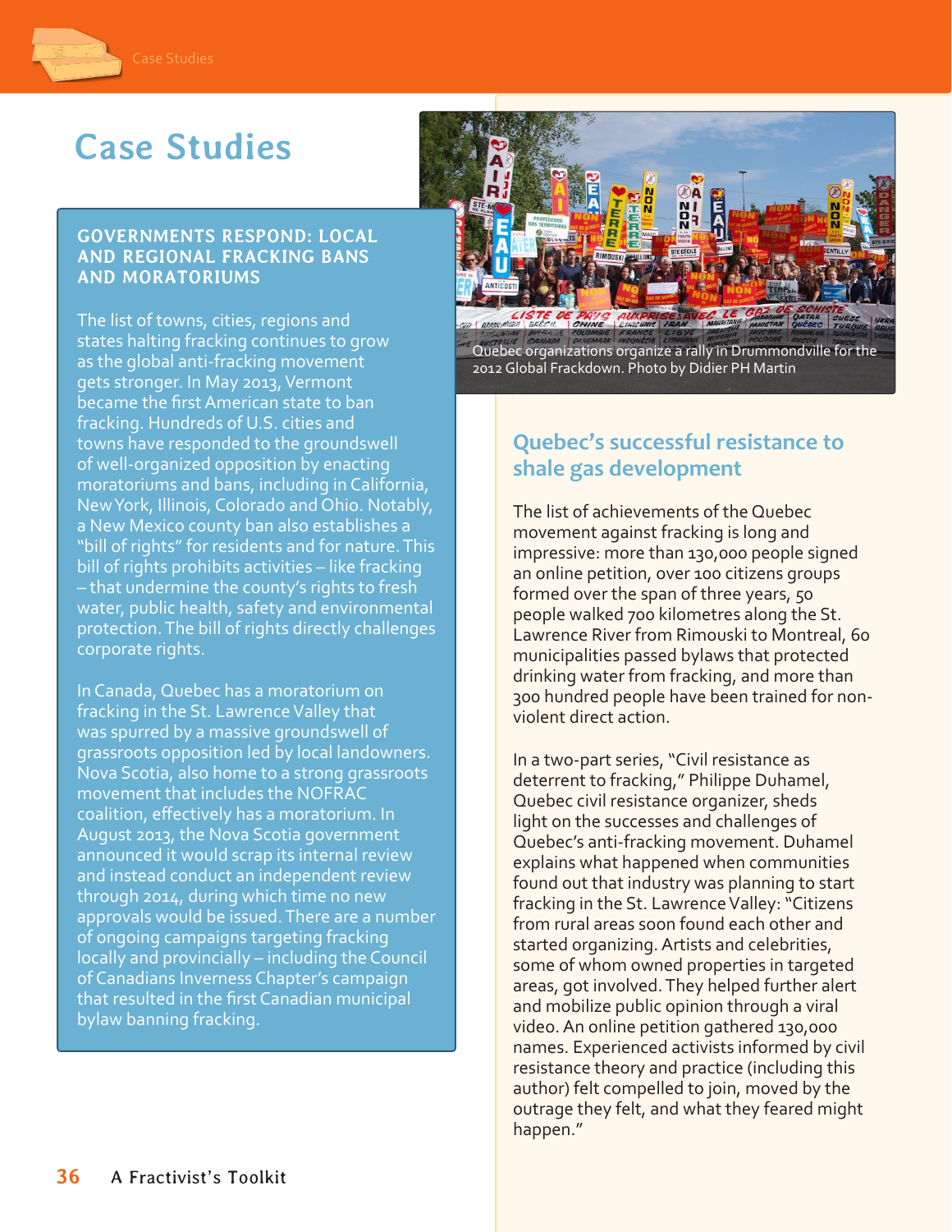# Case Studies

## GOVERNMENTS RESPOND: LOCAL AND REGIONAL FRACKING BANS AND MORATORIUMS

The list of towns, cities, regions and states halting fracking continues to grow as the global anti-fracking movement gets stronger. In May 2013, Vermont became the first American state to ban fracking. Hundreds of U.S. cities and towns have responded to the groundswell of well-organized opposition by enacting moratoriums and bans, including in California, New York, Illinois, Colorado and Ohio. Notably, a New Mexico county ban also establishes a "bill of rights" for residents and for nature. This bill of rights prohibits activities – like fracking – that undermine the county's rights to fresh water, public health, safety and environmental protection. The bill of rights directly challenges corporate rights.

In Canada, Quebec has a moratorium on fracking in the St. Lawrence Valley that was spurred by a massive groundswell of grassroots opposition led by local landowners. Nova Scotia, also home to a strong grassroots movement that includes the NOFRAC coalition, effectively has a moratorium. In August 2013, the Nova Scotia government announced it would scrap its internal review and instead conduct an independent review through 2014, during which time no new approvals would be issued. There are a number of ongoing campaigns targeting fracking locally and provincially – including the Council of Canadians Inverness Chapter's campaign that resulted in the first Canadian municipal bylaw banning fracking.

Quebec organizations organize a rally in Drummondville for the 2012 Global Frackdown. Photo by Didier PH Martin

## Quebec's successful resistance to shale gas development

The list of achievements of the Quebec movement against fracking is long and impressive: more than 130,000 people signed an online petition, over 100 citizens groups formed over the span of three years, 50 people walked 700 kilometres along the St. Lawrence River from Rimouski to Montreal, 60 municipalities passed bylaws that protected drinking water from fracking, and more than 300 hundred people have been trained for non-violent direct action.

In a two-part series, "Civil resistance as deterrent to fracking," Philippe Duhamel, Quebec civil resistance organizer, sheds light on the successes and challenges of Quebec's anti-fracking movement. Duhamel explains what happened when communities found out that industry was planning to start fracking in the St. Lawrence Valley: "Citizens from rural areas soon found each other and started organizing. Artists and celebrities, some of whom owned properties in targeted areas, got involved. They helped further alert and mobilize public opinion through a viral video. An online petition gathered 130,000 names. Experienced activists informed by civil resistance theory and practice (including this author) felt compelled to join, moved by the outrage they felt, and what they feared might happen."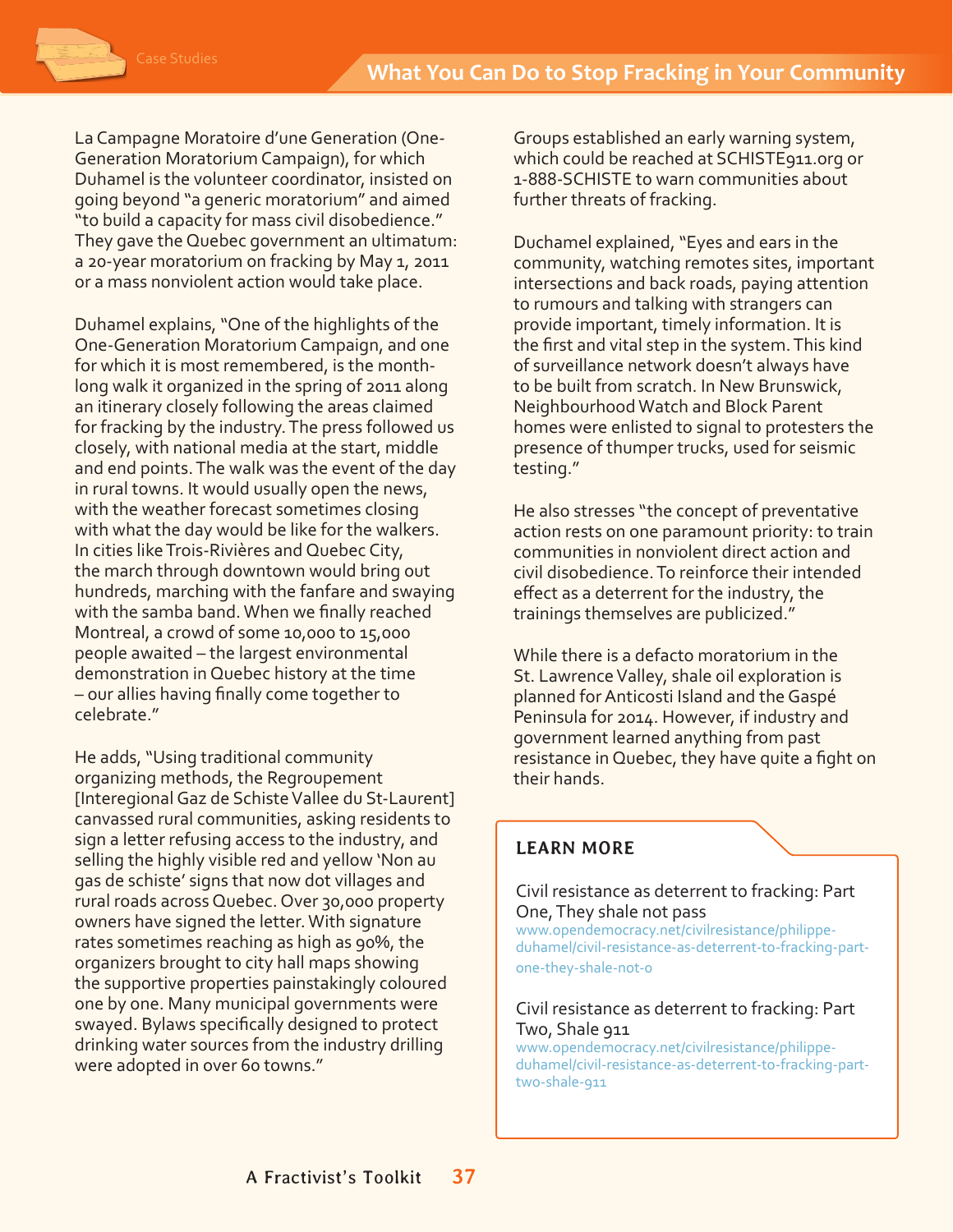La Campagne Moratoire d'une Generation (One-Generation Moratorium Campaign), for which Duhamel is the volunteer coordinator, insisted on going beyond "a generic moratorium" and aimed "to build a capacity for mass civil disobedience." They gave the Quebec government an ultimatum: a 20-year moratorium on fracking by May 1, 2011 or a mass nonviolent action would take place.

Duhamel explains, "One of the highlights of the One-Generation Moratorium Campaign, and one for which it is most remembered, is the month-long walk it organized in the spring of 2011 along an itinerary closely following the areas claimed for fracking by the industry. The press followed us closely, with national media at the start, middle and end points. The walk was the event of the day in rural towns. It would usually open the news, with the weather forecast sometimes closing with what the day would be like for the walkers. In cities like Trois-Rivières and Quebec City, the march through downtown would bring out hundreds, marching with the fanfare and swaying with the samba band. When we finally reached Montreal, a crowd of some 10,000 to 15,000 people awaited – the largest environmental demonstration in Quebec history at the time – our allies having finally come together to celebrate."

He adds, "Using traditional community organizing methods, the Regroupement [Interegional Gaz de Schiste Vallee du St-Laurent] canvassed rural communities, asking residents to sign a letter refusing access to the industry, and selling the highly visible red and yellow 'Non au gas de schiste' signs that now dot villages and rural roads across Quebec. Over 30,000 property owners have signed the letter. With signature rates sometimes reaching as high as 90%, the organizers brought to city hall maps showing the supportive properties painstakingly coloured one by one. Many municipal governments were swayed. Bylaws specifically designed to protect drinking water sources from the industry drilling were adopted in over 60 towns."

Groups established an early warning system, which could be reached at SCHISTE911.org or 1-888-SCHISTE to warn communities about further threats of fracking.

Duchamel explained, "Eyes and ears in the community, watching remotes sites, important intersections and back roads, paying attention to rumours and talking with strangers can provide important, timely information. It is the first and vital step in the system. This kind of surveillance network doesn't always have to be built from scratch. In New Brunswick, Neighbourhood Watch and Block Parent homes were enlisted to signal to protesters the presence of thumper trucks, used for seismic testing."

He also stresses "the concept of preventative action rests on one paramount priority: to train communities in nonviolent direct action and civil disobedience. To reinforce their intended effect as a deterrent for the industry, the trainings themselves are publicized."

While there is a defacto moratorium in the St. Lawrence Valley, shale oil exploration is planned for Anticosti Island and the Gaspé Peninsula for 2014. However, if industry and government learned anything from past resistance in Quebec, they have quite a fight on their hands.

## LEARN MORE

Civil resistance as deterrent to fracking: Part One, They shale not pass
www.opendemocracy.net/civilresistance/philippe-duhamel/civil-resistance-as-deterrent-to-fracking-part-one-they-shale-not-0

Civil resistance as deterrent to fracking: Part Two, Shale 911
www.opendemocracy.net/civilresistance/philippe-duhamel/civil-resistance-as-deterrent-to-fracking-part-two-shale-911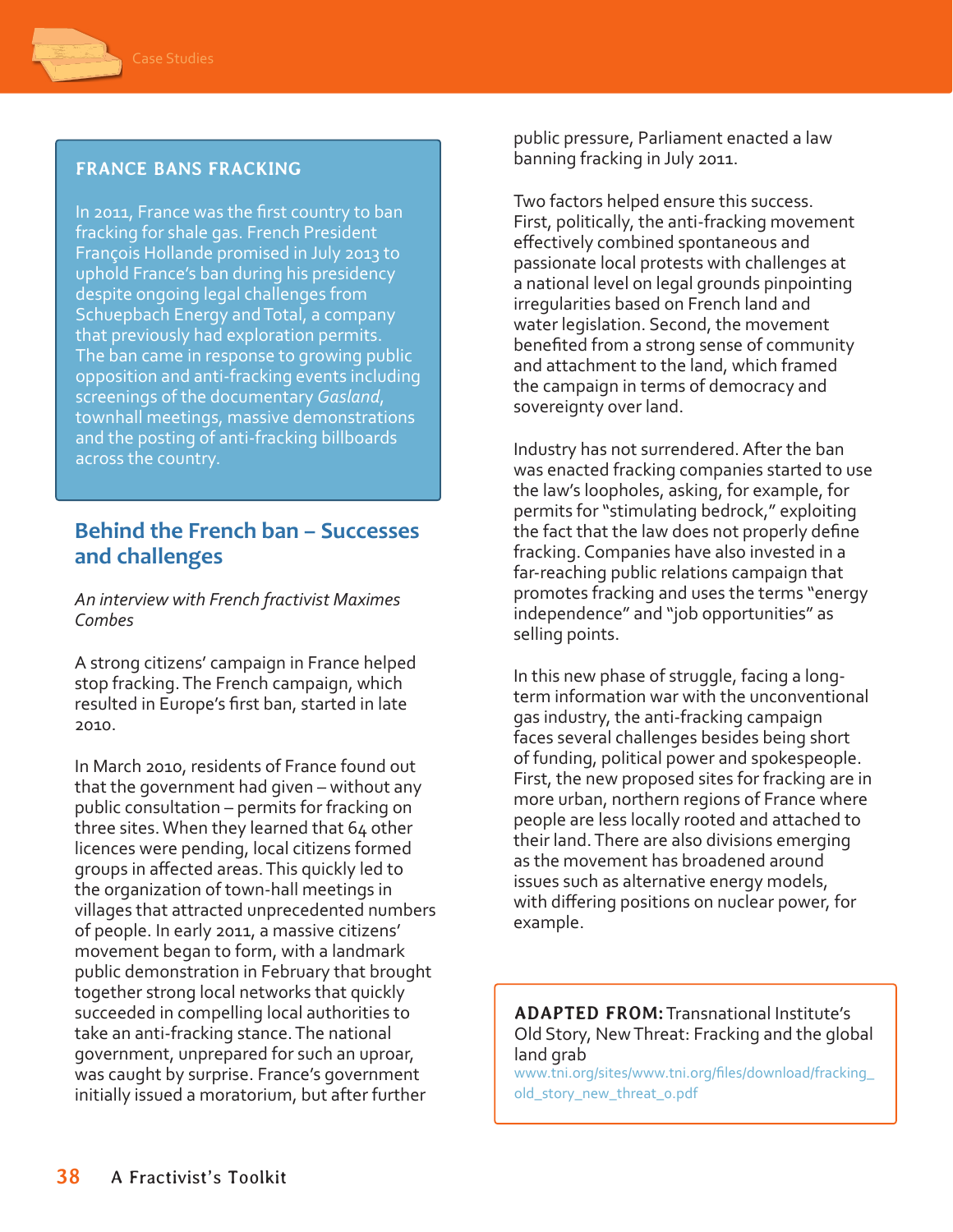## FRANCE BANS FRACKING

In 2011, France was the first country to ban fracking for shale gas. French President François Hollande promised in July 2013 to uphold France's ban during his presidency despite ongoing legal challenges from Schuepbach Energy and Total, a company that previously had exploration permits. The ban came in response to growing public opposition and anti-fracking events including screenings of the documentary *Gasland*, townhall meetings, massive demonstrations and the posting of anti-fracking billboards across the country.

## Behind the French ban – Successes and challenges

*An interview with French fractivist Maximes Combes*

A strong citizens' campaign in France helped stop fracking. The French campaign, which resulted in Europe's first ban, started in late 2010.

In March 2010, residents of France found out that the government had given – without any public consultation – permits for fracking on three sites. When they learned that 64 other licences were pending, local citizens formed groups in affected areas. This quickly led to the organization of town-hall meetings in villages that attracted unprecedented numbers of people. In early 2011, a massive citizens' movement began to form, with a landmark public demonstration in February that brought together strong local networks that quickly succeeded in compelling local authorities to take an anti-fracking stance. The national government, unprepared for such an uproar, was caught by surprise. France's government initially issued a moratorium, but after further public pressure, Parliament enacted a law banning fracking in July 2011.

Two factors helped ensure this success. First, politically, the anti-fracking movement effectively combined spontaneous and passionate local protests with challenges at a national level on legal grounds pinpointing irregularities based on French land and water legislation. Second, the movement benefited from a strong sense of community and attachment to the land, which framed the campaign in terms of democracy and sovereignty over land.

Industry has not surrendered. After the ban was enacted fracking companies started to use the law's loopholes, asking, for example, for permits for "stimulating bedrock," exploiting the fact that the law does not properly define fracking. Companies have also invested in a far-reaching public relations campaign that promotes fracking and uses the terms "energy independence" and "job opportunities" as selling points.

In this new phase of struggle, facing a long-term information war with the unconventional gas industry, the anti-fracking campaign faces several challenges besides being short of funding, political power and spokespeople. First, the new proposed sites for fracking are in more urban, northern regions of France where people are less locally rooted and attached to their land. There are also divisions emerging as the movement has broadened around issues such as alternative energy models, with differing positions on nuclear power, for example.

**ADAPTED FROM:** Transnational Institute's Old Story, New Threat: Fracking and the global land grab
www.tni.org/sites/www.tni.org/files/download/fracking_old_story_new_threat_o.pdf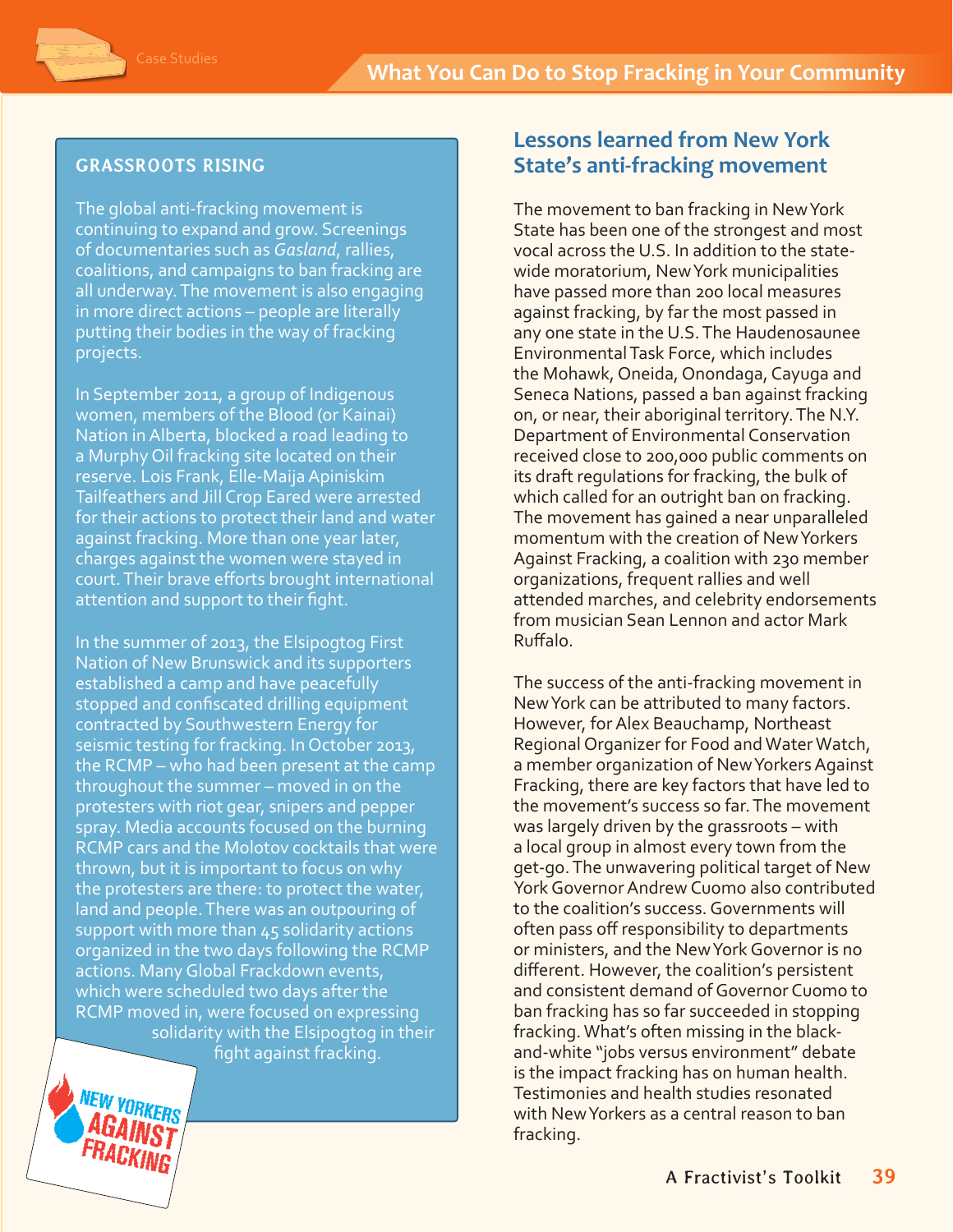## GRASSROOTS RISING

The global anti-fracking movement is continuing to expand and grow. Screenings of documentaries such as *Gasland*, rallies, coalitions, and campaigns to ban fracking are all underway. The movement is also engaging in more direct actions – people are literally putting their bodies in the way of fracking projects.

In September 2011, a group of Indigenous women, members of the Blood (or Kainai) Nation in Alberta, blocked a road leading to a Murphy Oil fracking site located on their reserve. Lois Frank, Elle-Maija Apiniskim Tailfeathers and Jill Crop Eared were arrested for their actions to protect their land and water against fracking. More than one year later, charges against the women were stayed in court. Their brave efforts brought international attention and support to their fight.

In the summer of 2013, the Elsipogtog First Nation of New Brunswick and its supporters established a camp and have peacefully stopped and confiscated drilling equipment contracted by Southwestern Energy for seismic testing for fracking. In October 2013, the RCMP – who had been present at the camp throughout the summer – moved in on the protesters with riot gear, snipers and pepper spray. Media accounts focused on the burning RCMP cars and the Molotov cocktails that were thrown, but it is important to focus on why the protesters are there: to protect the water, land and people. There was an outpouring of support with more than 45 solidarity actions organized in the two days following the RCMP actions. Many Global Frackdown events, which were scheduled two days after the RCMP moved in, were focused on expressing solidarity with the Elsipogtog in their fight against fracking.

NEW YORKERS AGAINST FRACKING

## Lessons learned from New York State's anti-fracking movement

The movement to ban fracking in New York State has been one of the strongest and most vocal across the U.S. In addition to the state-wide moratorium, New York municipalities have passed more than 200 local measures against fracking, by far the most passed in any one state in the U.S. The Haudenosaunee Environmental Task Force, which includes the Mohawk, Oneida, Onondaga, Cayuga and Seneca Nations, passed a ban against fracking on, or near, their aboriginal territory. The N.Y. Department of Environmental Conservation received close to 200,000 public comments on its draft regulations for fracking, the bulk of which called for an outright ban on fracking. The movement has gained a near unparalleled momentum with the creation of New Yorkers Against Fracking, a coalition with 230 member organizations, frequent rallies and well attended marches, and celebrity endorsements from musician Sean Lennon and actor Mark Ruffalo.

The success of the anti-fracking movement in New York can be attributed to many factors. However, for Alex Beauchamp, Northeast Regional Organizer for Food and Water Watch, a member organization of New Yorkers Against Fracking, there are key factors that have led to the movement's success so far. The movement was largely driven by the grassroots – with a local group in almost every town from the get-go. The unwavering political target of New York Governor Andrew Cuomo also contributed to the coalition's success. Governments will often pass off responsibility to departments or ministers, and the New York Governor is no different. However, the coalition's persistent and consistent demand of Governor Cuomo to ban fracking has so far succeeded in stopping fracking. What's often missing in the black-and-white "jobs versus environment" debate is the impact fracking has on human health. Testimonies and health studies resonated with New Yorkers as a central reason to ban fracking.